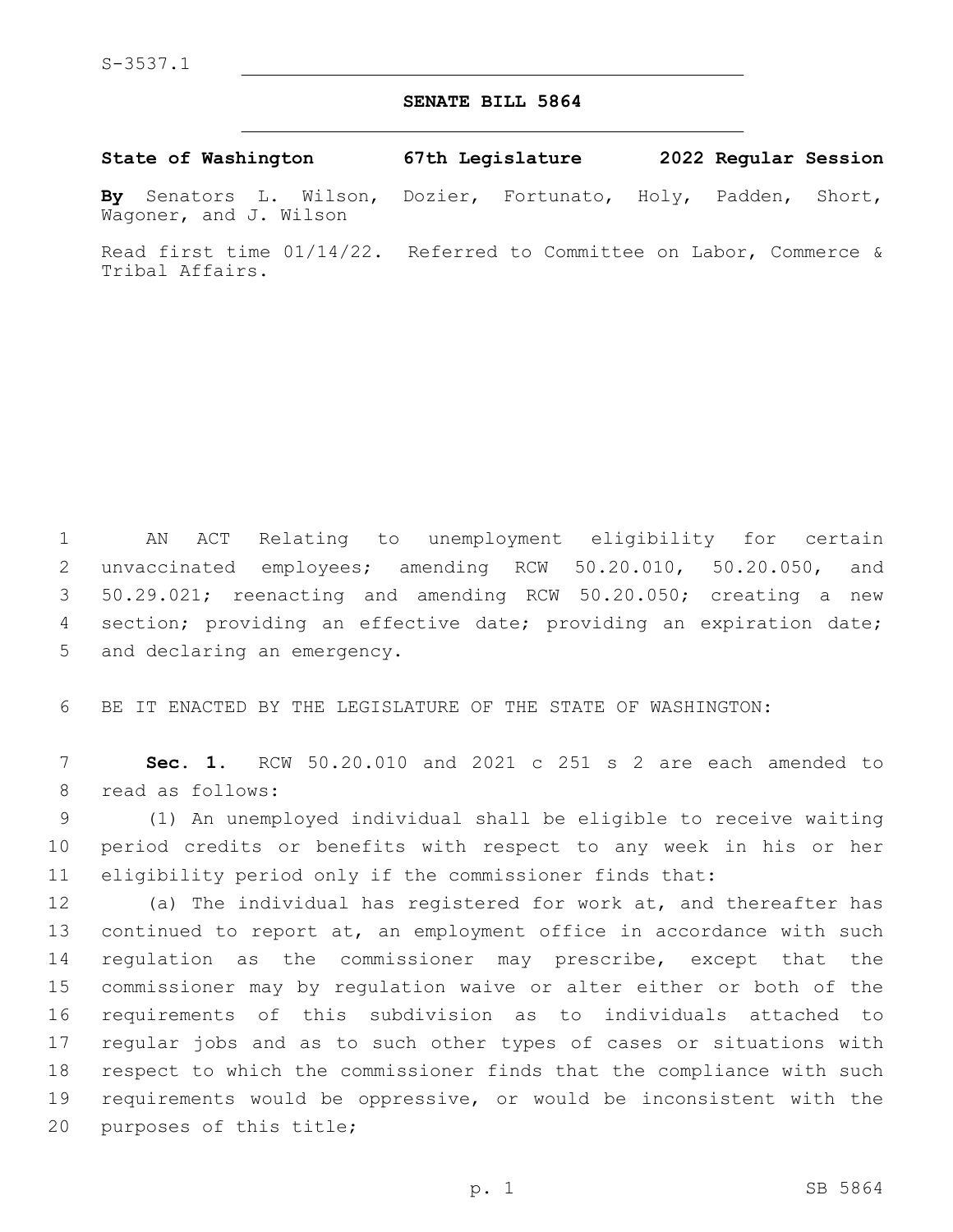S-3537.1

# SENATE BILL 5864

**State of Washington 67th Legislature 2022 Regular Session**

**By** Senators L. Wilson, Dozier, Fortunato, Holy, Padden, Short, Wagoner, and J. Wilson

Read first time 01/14/22. Referred to Committee on Labor, Commerce & Tribal Affairs.

AN ACT Relating to unemployment eligibility for certain unvaccinated employees; amending RCW 50.20.010, 50.20.050, and 50.29.021; reenacting and amending RCW 50.20.050; creating a new section; providing an effective date; providing an expiration date; and declaring an emergency.

BE IT ENACTED BY THE LEGISLATURE OF THE STATE OF WASHINGTON:

**Sec. 1.** RCW 50.20.010 and 2021 c 251 s 2 are each amended to read as follows:

(1) An unemployed individual shall be eligible to receive waiting period credits or benefits with respect to any week in his or her eligibility period only if the commissioner finds that:

(a) The individual has registered for work at, and thereafter has continued to report at, an employment office in accordance with such regulation as the commissioner may prescribe, except that the commissioner may by regulation waive or alter either or both of the requirements of this subdivision as to individuals attached to regular jobs and as to such other types of cases or situations with respect to which the commissioner finds that the compliance with such requirements would be oppressive, or would be inconsistent with the purposes of this title;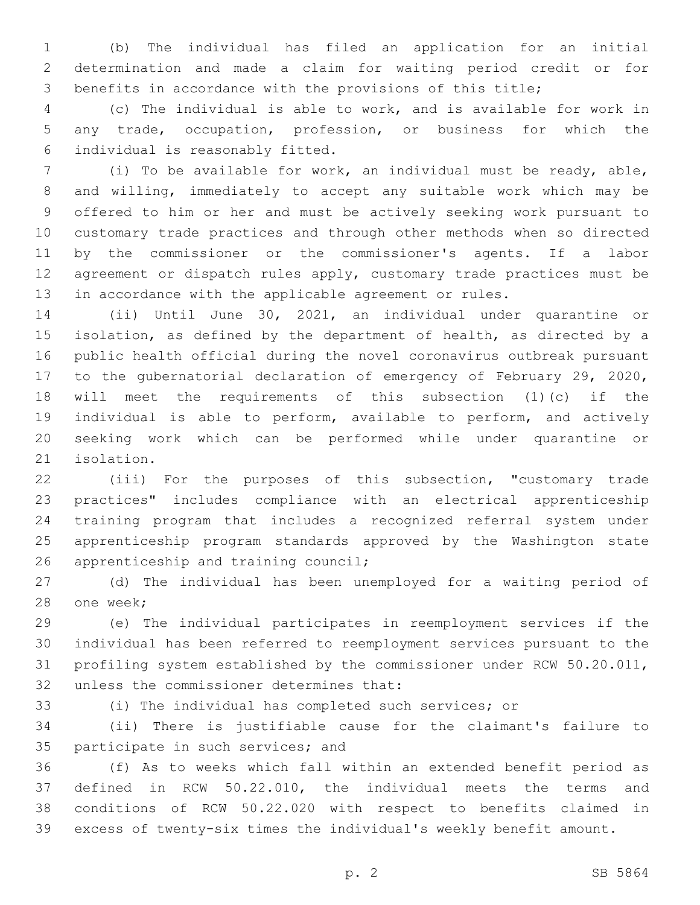(b) The individual has filed an application for an initial determination and made a claim for waiting period credit or for benefits in accordance with the provisions of this title;

(c) The individual is able to work, and is available for work in any trade, occupation, profession, or business for which the individual is reasonably fitted.

(i) To be available for work, an individual must be ready, able, and willing, immediately to accept any suitable work which may be offered to him or her and must be actively seeking work pursuant to customary trade practices and through other methods when so directed by the commissioner or the commissioner's agents. If a labor agreement or dispatch rules apply, customary trade practices must be in accordance with the applicable agreement or rules.

(ii) Until June 30, 2021, an individual under quarantine or isolation, as defined by the department of health, as directed by a public health official during the novel coronavirus outbreak pursuant to the gubernatorial declaration of emergency of February 29, 2020, will meet the requirements of this subsection (1)(c) if the individual is able to perform, available to perform, and actively seeking work which can be performed while under quarantine or isolation.

(iii) For the purposes of this subsection, "customary trade practices" includes compliance with an electrical apprenticeship training program that includes a recognized referral system under apprenticeship program standards approved by the Washington state apprenticeship and training council;

(d) The individual has been unemployed for a waiting period of one week;

(e) The individual participates in reemployment services if the individual has been referred to reemployment services pursuant to the profiling system established by the commissioner under RCW 50.20.011, unless the commissioner determines that:

(i) The individual has completed such services; or

(ii) There is justifiable cause for the claimant's failure to participate in such services; and

(f) As to weeks which fall within an extended benefit period as defined in RCW 50.22.010, the individual meets the terms and conditions of RCW 50.22.020 with respect to benefits claimed in excess of twenty-six times the individual's weekly benefit amount.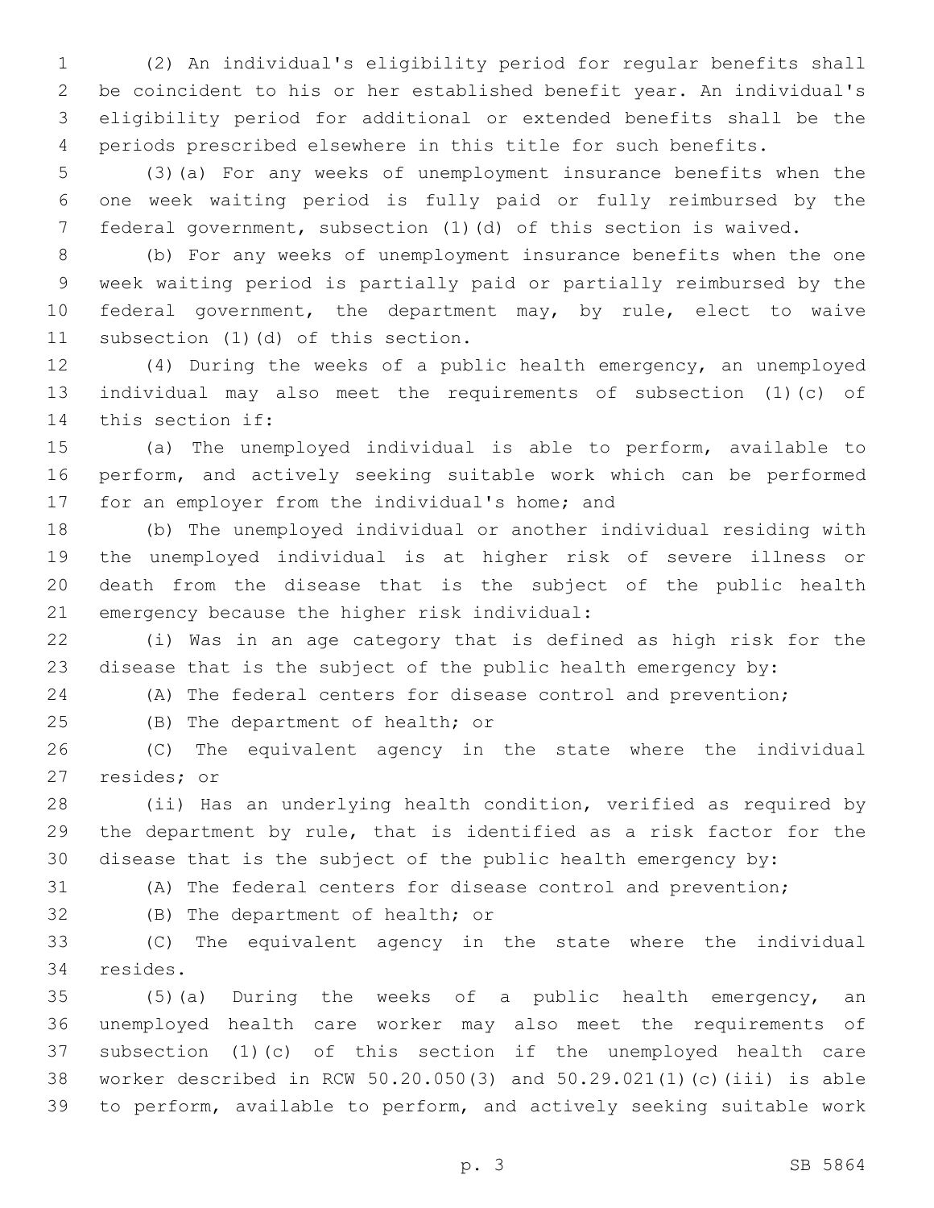(2) An individual's eligibility period for regular benefits shall be coincident to his or her established benefit year. An individual's eligibility period for additional or extended benefits shall be the periods prescribed elsewhere in this title for such benefits.

(3)(a) For any weeks of unemployment insurance benefits when the one week waiting period is fully paid or fully reimbursed by the federal government, subsection (1)(d) of this section is waived.

(b) For any weeks of unemployment insurance benefits when the one week waiting period is partially paid or partially reimbursed by the federal government, the department may, by rule, elect to waive subsection (1)(d) of this section.

(4) During the weeks of a public health emergency, an unemployed individual may also meet the requirements of subsection (1)(c) of this section if:

(a) The unemployed individual is able to perform, available to perform, and actively seeking suitable work which can be performed for an employer from the individual's home; and

(b) The unemployed individual or another individual residing with the unemployed individual is at higher risk of severe illness or death from the disease that is the subject of the public health emergency because the higher risk individual:

(i) Was in an age category that is defined as high risk for the disease that is the subject of the public health emergency by:

(A) The federal centers for disease control and prevention;

(B) The department of health; or

(C) The equivalent agency in the state where the individual resides; or

(ii) Has an underlying health condition, verified as required by the department by rule, that is identified as a risk factor for the disease that is the subject of the public health emergency by:

(A) The federal centers for disease control and prevention;

(B) The department of health; or

(C) The equivalent agency in the state where the individual resides.

(5)(a) During the weeks of a public health emergency, an unemployed health care worker may also meet the requirements of subsection (1)(c) of this section if the unemployed health care worker described in RCW 50.20.050(3) and 50.29.021(1)(c)(iii) is able to perform, available to perform, and actively seeking suitable work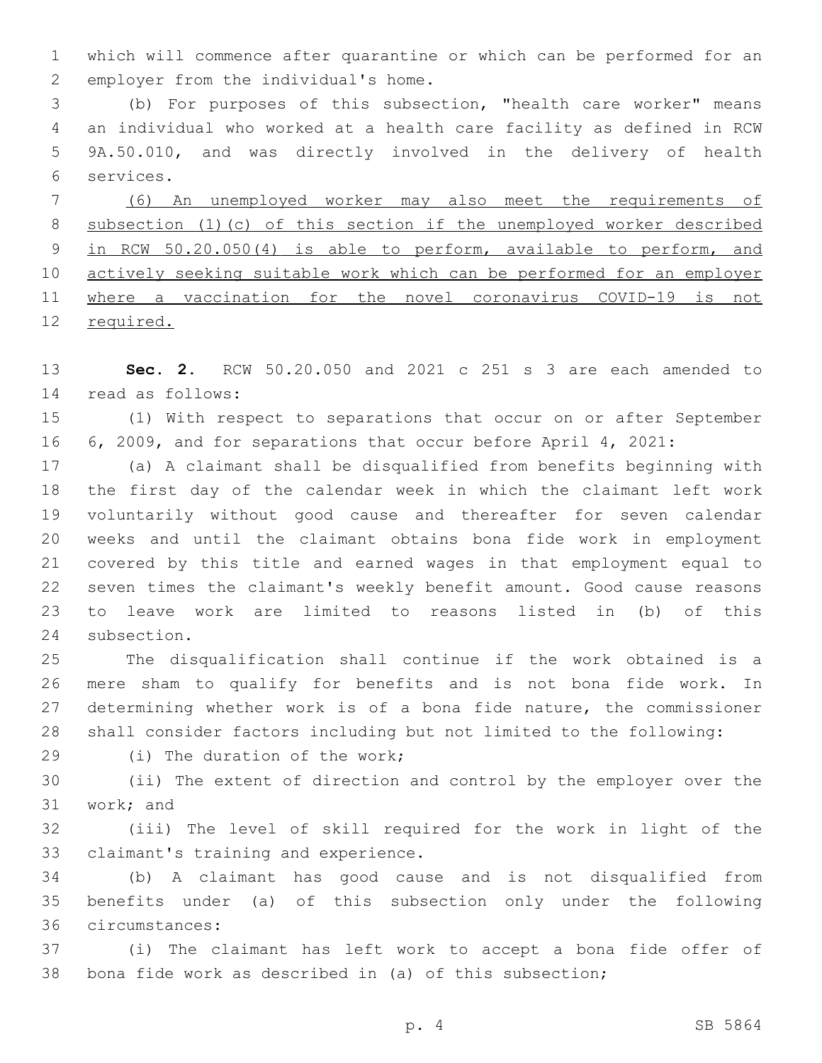which will commence after quarantine or which can be performed for an employer from the individual's home.

(b) For purposes of this subsection, "health care worker" means an individual who worked at a health care facility as defined in RCW 9A.50.010, and was directly involved in the delivery of health services.

<u>(6) An unemployed worker may also meet the requirements of subsection (1)(c) of this section if the unemployed worker described in RCW 50.20.050(4) is able to perform, available to perform, and actively seeking suitable work which can be performed for an employer where a vaccination for the novel coronavirus COVID-19 is not required.</u>

**Sec. 2.** RCW 50.20.050 and 2021 c 251 s 3 are each amended to read as follows:

(1) With respect to separations that occur on or after September 6, 2009, and for separations that occur before April 4, 2021:

(a) A claimant shall be disqualified from benefits beginning with the first day of the calendar week in which the claimant left work voluntarily without good cause and thereafter for seven calendar weeks and until the claimant obtains bona fide work in employment covered by this title and earned wages in that employment equal to seven times the claimant's weekly benefit amount. Good cause reasons to leave work are limited to reasons listed in (b) of this subsection.

The disqualification shall continue if the work obtained is a mere sham to qualify for benefits and is not bona fide work. In determining whether work is of a bona fide nature, the commissioner shall consider factors including but not limited to the following:

(i) The duration of the work;

(ii) The extent of direction and control by the employer over the work; and

(iii) The level of skill required for the work in light of the claimant's training and experience.

(b) A claimant has good cause and is not disqualified from benefits under (a) of this subsection only under the following circumstances:

(i) The claimant has left work to accept a bona fide offer of bona fide work as described in (a) of this subsection;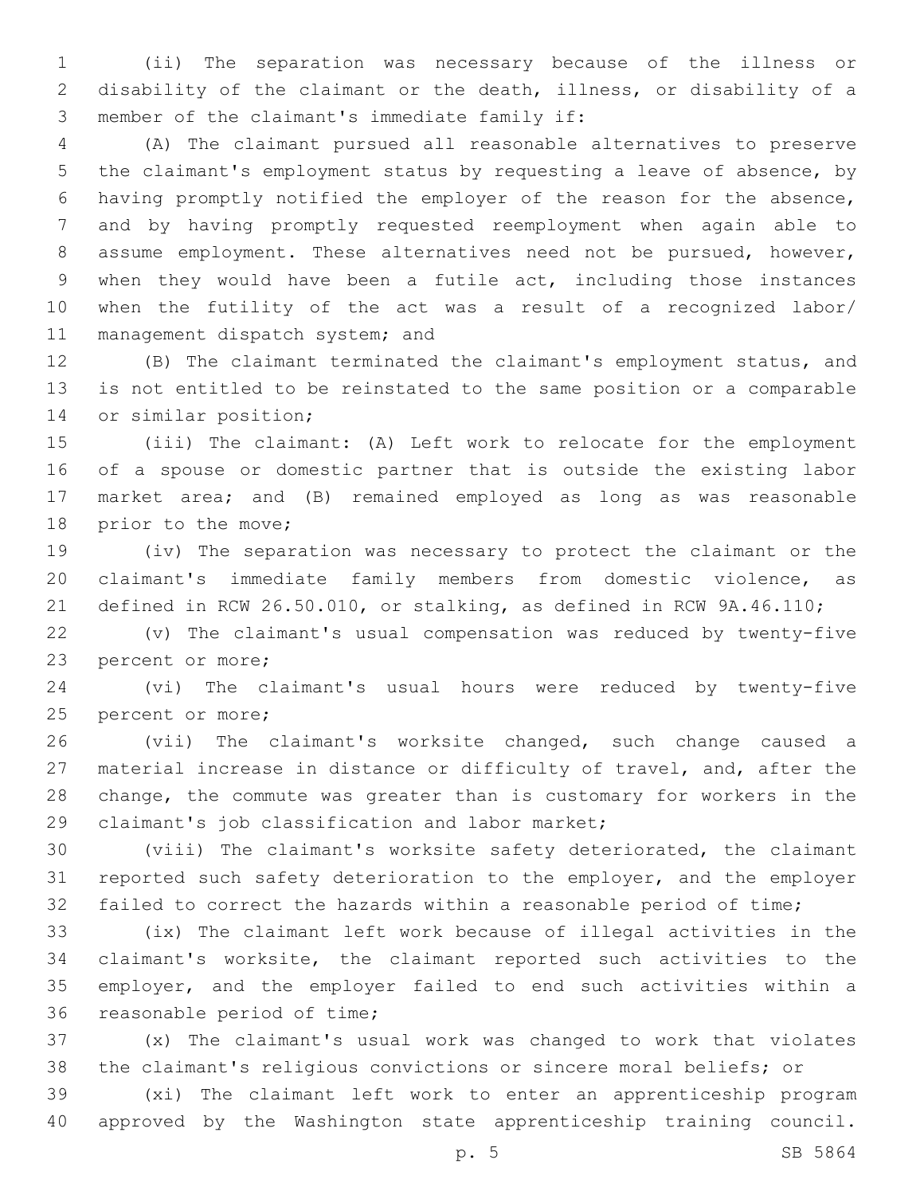(ii) The separation was necessary because of the illness or disability of the claimant or the death, illness, or disability of a member of the claimant's immediate family if:

(A) The claimant pursued all reasonable alternatives to preserve the claimant's employment status by requesting a leave of absence, by having promptly notified the employer of the reason for the absence, and by having promptly requested reemployment when again able to assume employment. These alternatives need not be pursued, however, when they would have been a futile act, including those instances when the futility of the act was a result of a recognized labor/ management dispatch system; and

(B) The claimant terminated the claimant's employment status, and is not entitled to be reinstated to the same position or a comparable or similar position;

(iii) The claimant: (A) Left work to relocate for the employment of a spouse or domestic partner that is outside the existing labor market area; and (B) remained employed as long as was reasonable prior to the move;

(iv) The separation was necessary to protect the claimant or the claimant's immediate family members from domestic violence, as defined in RCW 26.50.010, or stalking, as defined in RCW 9A.46.110;

(v) The claimant's usual compensation was reduced by twenty-five percent or more;

(vi) The claimant's usual hours were reduced by twenty-five percent or more;

(vii) The claimant's worksite changed, such change caused a material increase in distance or difficulty of travel, and, after the change, the commute was greater than is customary for workers in the claimant's job classification and labor market;

(viii) The claimant's worksite safety deteriorated, the claimant reported such safety deterioration to the employer, and the employer failed to correct the hazards within a reasonable period of time;

(ix) The claimant left work because of illegal activities in the claimant's worksite, the claimant reported such activities to the employer, and the employer failed to end such activities within a reasonable period of time;

(x) The claimant's usual work was changed to work that violates the claimant's religious convictions or sincere moral beliefs; or

(xi) The claimant left work to enter an apprenticeship program approved by the Washington state apprenticeship training council.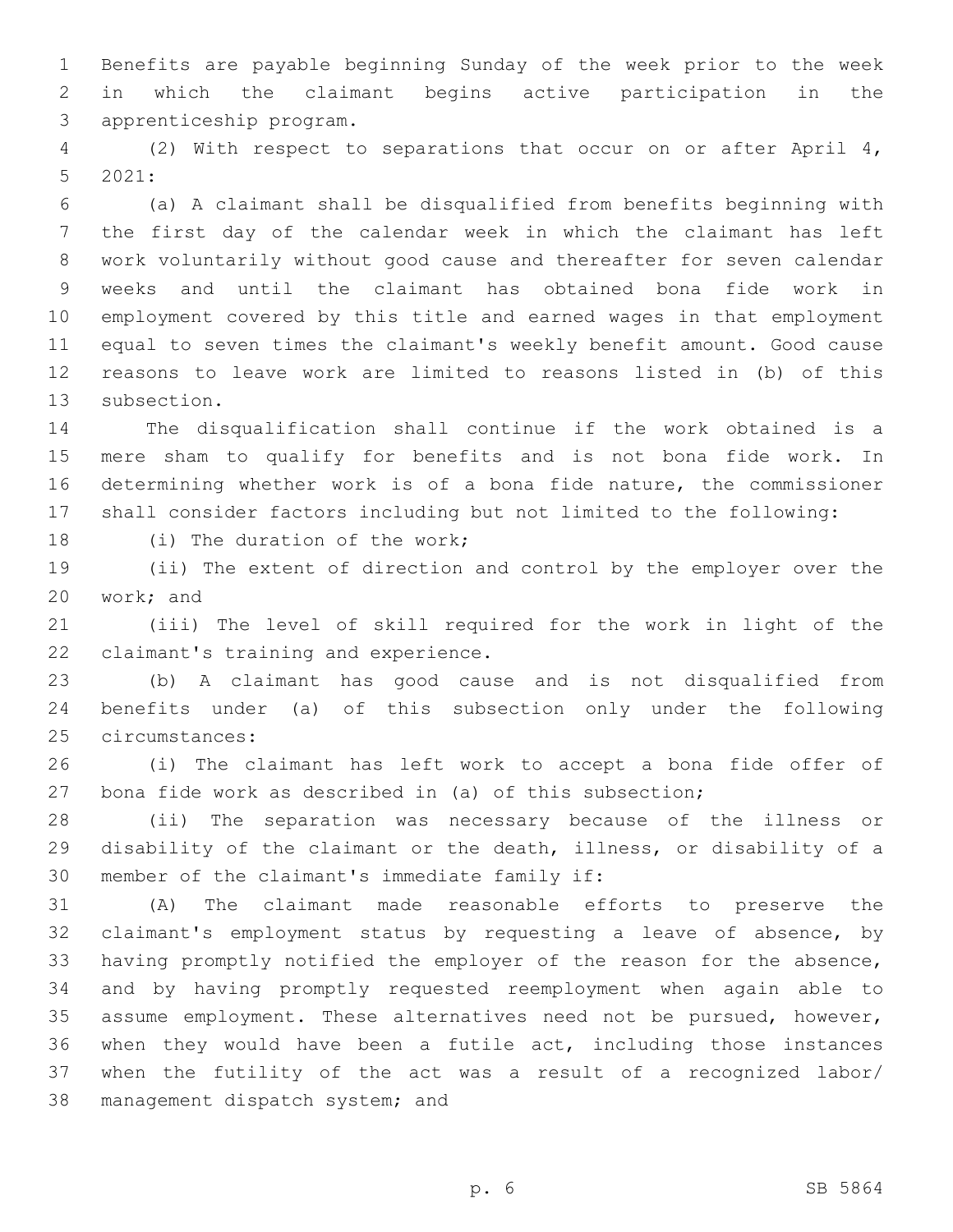Benefits are payable beginning Sunday of the week prior to the week in which the claimant begins active participation in the apprenticeship program.

(2) With respect to separations that occur on or after April 4, 2021:

(a) A claimant shall be disqualified from benefits beginning with the first day of the calendar week in which the claimant has left work voluntarily without good cause and thereafter for seven calendar weeks and until the claimant has obtained bona fide work in employment covered by this title and earned wages in that employment equal to seven times the claimant's weekly benefit amount. Good cause reasons to leave work are limited to reasons listed in (b) of this subsection.

The disqualification shall continue if the work obtained is a mere sham to qualify for benefits and is not bona fide work. In determining whether work is of a bona fide nature, the commissioner shall consider factors including but not limited to the following:

(i) The duration of the work;

(ii) The extent of direction and control by the employer over the work; and

(iii) The level of skill required for the work in light of the claimant's training and experience.

(b) A claimant has good cause and is not disqualified from benefits under (a) of this subsection only under the following circumstances:

(i) The claimant has left work to accept a bona fide offer of bona fide work as described in (a) of this subsection;

(ii) The separation was necessary because of the illness or disability of the claimant or the death, illness, or disability of a member of the claimant's immediate family if:

(A) The claimant made reasonable efforts to preserve the claimant's employment status by requesting a leave of absence, by having promptly notified the employer of the reason for the absence, and by having promptly requested reemployment when again able to assume employment. These alternatives need not be pursued, however, when they would have been a futile act, including those instances when the futility of the act was a result of a recognized labor/management dispatch system; and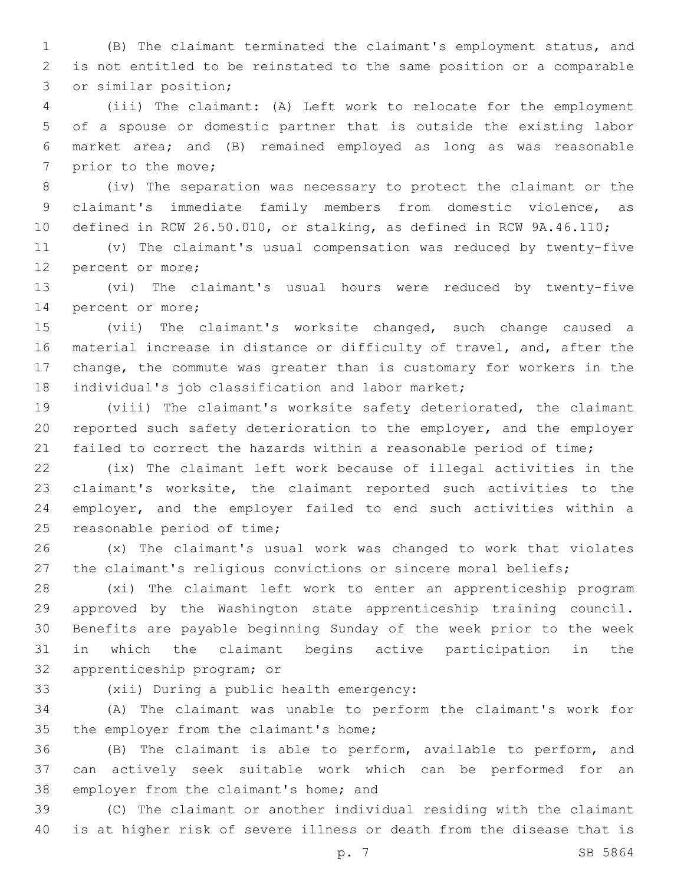(B) The claimant terminated the claimant's employment status, and is not entitled to be reinstated to the same position or a comparable or similar position;

(iii) The claimant: (A) Left work to relocate for the employment of a spouse or domestic partner that is outside the existing labor market area; and (B) remained employed as long as was reasonable prior to the move;

(iv) The separation was necessary to protect the claimant or the claimant's immediate family members from domestic violence, as defined in RCW 26.50.010, or stalking, as defined in RCW 9A.46.110;

(v) The claimant's usual compensation was reduced by twenty-five percent or more;

(vi) The claimant's usual hours were reduced by twenty-five percent or more;

(vii) The claimant's worksite changed, such change caused a material increase in distance or difficulty of travel, and, after the change, the commute was greater than is customary for workers in the individual's job classification and labor market;

(viii) The claimant's worksite safety deteriorated, the claimant reported such safety deterioration to the employer, and the employer failed to correct the hazards within a reasonable period of time;

(ix) The claimant left work because of illegal activities in the claimant's worksite, the claimant reported such activities to the employer, and the employer failed to end such activities within a reasonable period of time;

(x) The claimant's usual work was changed to work that violates the claimant's religious convictions or sincere moral beliefs;

(xi) The claimant left work to enter an apprenticeship program approved by the Washington state apprenticeship training council. Benefits are payable beginning Sunday of the week prior to the week in which the claimant begins active participation in the apprenticeship program; or

(xii) During a public health emergency:

(A) The claimant was unable to perform the claimant's work for the employer from the claimant's home;

(B) The claimant is able to perform, available to perform, and can actively seek suitable work which can be performed for an employer from the claimant's home; and

(C) The claimant or another individual residing with the claimant is at higher risk of severe illness or death from the disease that is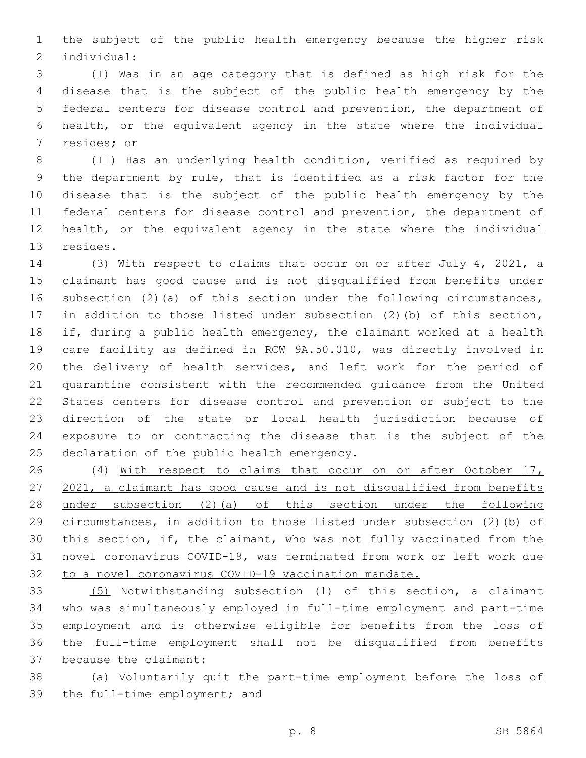the subject of the public health emergency because the higher risk individual:

(I) Was in an age category that is defined as high risk for the disease that is the subject of the public health emergency by the federal centers for disease control and prevention, the department of health, or the equivalent agency in the state where the individual resides; or

(II) Has an underlying health condition, verified as required by the department by rule, that is identified as a risk factor for the disease that is the subject of the public health emergency by the federal centers for disease control and prevention, the department of health, or the equivalent agency in the state where the individual resides.

(3) With respect to claims that occur on or after July 4, 2021, a claimant has good cause and is not disqualified from benefits under subsection (2)(a) of this section under the following circumstances, in addition to those listed under subsection (2)(b) of this section, if, during a public health emergency, the claimant worked at a health care facility as defined in RCW 9A.50.010, was directly involved in the delivery of health services, and left work for the period of quarantine consistent with the recommended guidance from the United States centers for disease control and prevention or subject to the direction of the state or local health jurisdiction because of exposure to or contracting the disease that is the subject of the declaration of the public health emergency.

(4) <u>With respect to claims that occur on or after October 17, 2021, a claimant has good cause and is not disqualified from benefits under subsection (2)(a) of this section under the following circumstances, in addition to those listed under subsection (2)(b) of this section, if, the claimant, who was not fully vaccinated from the novel coronavirus COVID-19, was terminated from work or left work due to a novel coronavirus COVID-19 vaccination mandate.</u>

<u>(5)</u> Notwithstanding subsection (1) of this section, a claimant who was simultaneously employed in full-time employment and part-time employment and is otherwise eligible for benefits from the loss of the full-time employment shall not be disqualified from benefits because the claimant:

(a) Voluntarily quit the part-time employment before the loss of the full-time employment; and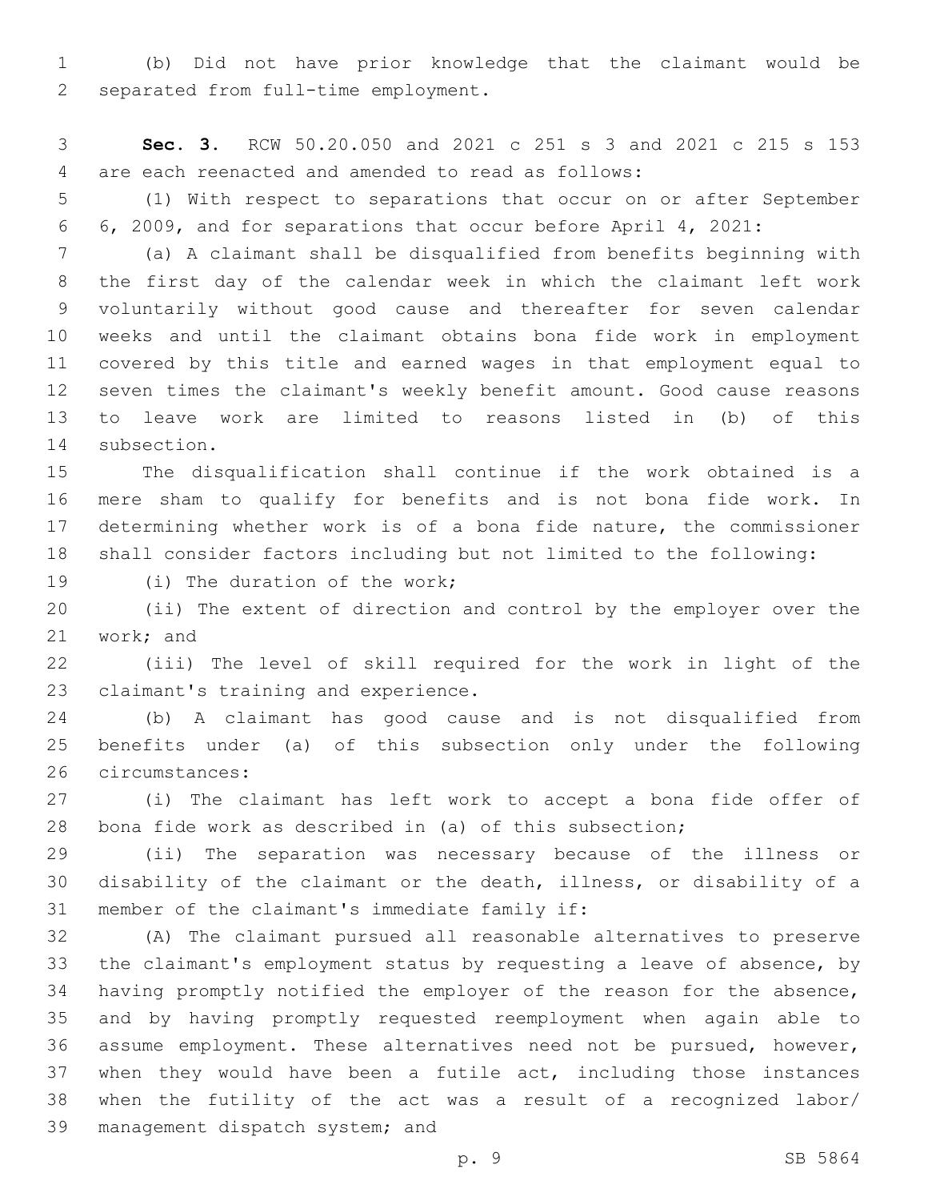(b) Did not have prior knowledge that the claimant would be separated from full-time employment.

**Sec. 3.** RCW 50.20.050 and 2021 c 251 s 3 and 2021 c 215 s 153 are each reenacted and amended to read as follows:

(1) With respect to separations that occur on or after September 6, 2009, and for separations that occur before April 4, 2021:

(a) A claimant shall be disqualified from benefits beginning with the first day of the calendar week in which the claimant left work voluntarily without good cause and thereafter for seven calendar weeks and until the claimant obtains bona fide work in employment covered by this title and earned wages in that employment equal to seven times the claimant's weekly benefit amount. Good cause reasons to leave work are limited to reasons listed in (b) of this subsection.

The disqualification shall continue if the work obtained is a mere sham to qualify for benefits and is not bona fide work. In determining whether work is of a bona fide nature, the commissioner shall consider factors including but not limited to the following:

(i) The duration of the work;

(ii) The extent of direction and control by the employer over the work; and

(iii) The level of skill required for the work in light of the claimant's training and experience.

(b) A claimant has good cause and is not disqualified from benefits under (a) of this subsection only under the following circumstances:

(i) The claimant has left work to accept a bona fide offer of bona fide work as described in (a) of this subsection;

(ii) The separation was necessary because of the illness or disability of the claimant or the death, illness, or disability of a member of the claimant's immediate family if:

(A) The claimant pursued all reasonable alternatives to preserve the claimant's employment status by requesting a leave of absence, by having promptly notified the employer of the reason for the absence, and by having promptly requested reemployment when again able to assume employment. These alternatives need not be pursued, however, when they would have been a futile act, including those instances when the futility of the act was a result of a recognized labor/management dispatch system; and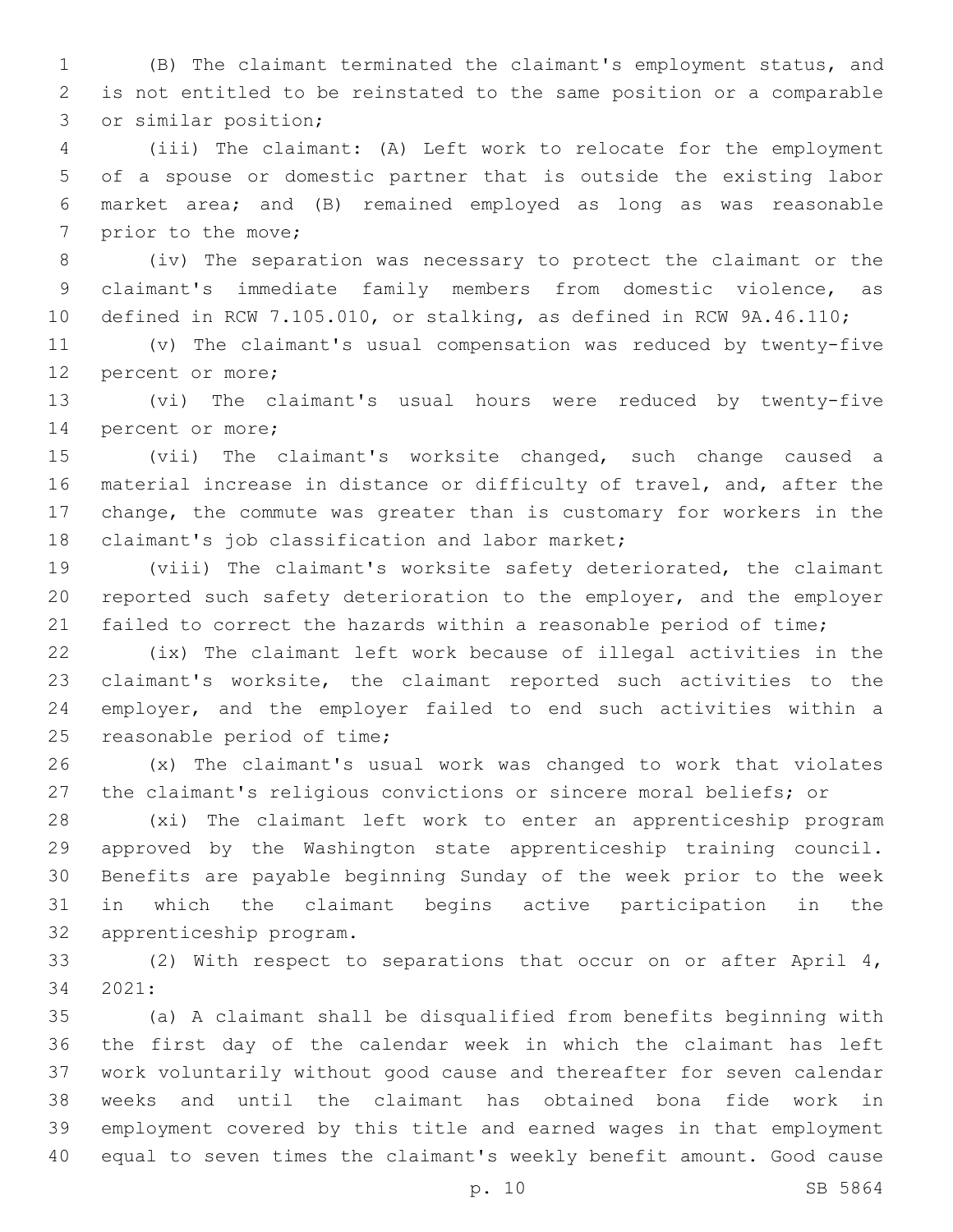(B) The claimant terminated the claimant's employment status, and is not entitled to be reinstated to the same position or a comparable or similar position;

(iii) The claimant: (A) Left work to relocate for the employment of a spouse or domestic partner that is outside the existing labor market area; and (B) remained employed as long as was reasonable prior to the move;

(iv) The separation was necessary to protect the claimant or the claimant's immediate family members from domestic violence, as defined in RCW 7.105.010, or stalking, as defined in RCW 9A.46.110;

(v) The claimant's usual compensation was reduced by twenty-five percent or more;

(vi) The claimant's usual hours were reduced by twenty-five percent or more;

(vii) The claimant's worksite changed, such change caused a material increase in distance or difficulty of travel, and, after the change, the commute was greater than is customary for workers in the claimant's job classification and labor market;

(viii) The claimant's worksite safety deteriorated, the claimant reported such safety deterioration to the employer, and the employer failed to correct the hazards within a reasonable period of time;

(ix) The claimant left work because of illegal activities in the claimant's worksite, the claimant reported such activities to the employer, and the employer failed to end such activities within a reasonable period of time;

(x) The claimant's usual work was changed to work that violates the claimant's religious convictions or sincere moral beliefs; or

(xi) The claimant left work to enter an apprenticeship program approved by the Washington state apprenticeship training council. Benefits are payable beginning Sunday of the week prior to the week in which the claimant begins active participation in the apprenticeship program.

(2) With respect to separations that occur on or after April 4, 2021:

(a) A claimant shall be disqualified from benefits beginning with the first day of the calendar week in which the claimant has left work voluntarily without good cause and thereafter for seven calendar weeks and until the claimant has obtained bona fide work in employment covered by this title and earned wages in that employment equal to seven times the claimant's weekly benefit amount. Good cause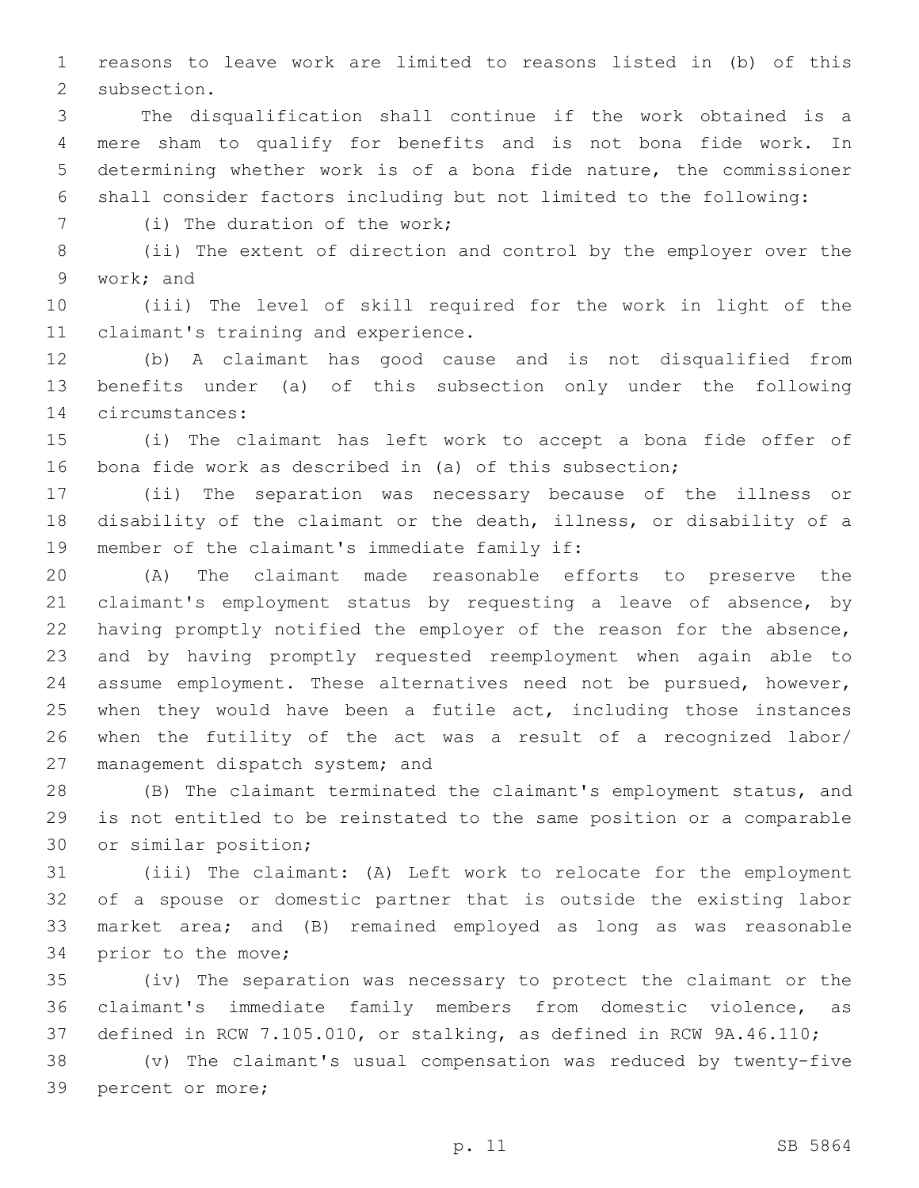reasons to leave work are limited to reasons listed in (b) of this subsection.

The disqualification shall continue if the work obtained is a mere sham to qualify for benefits and is not bona fide work. In determining whether work is of a bona fide nature, the commissioner shall consider factors including but not limited to the following:

(i) The duration of the work;

(ii) The extent of direction and control by the employer over the work; and

(iii) The level of skill required for the work in light of the claimant's training and experience.

(b) A claimant has good cause and is not disqualified from benefits under (a) of this subsection only under the following circumstances:

(i) The claimant has left work to accept a bona fide offer of bona fide work as described in (a) of this subsection;

(ii) The separation was necessary because of the illness or disability of the claimant or the death, illness, or disability of a member of the claimant's immediate family if:

(A) The claimant made reasonable efforts to preserve the claimant's employment status by requesting a leave of absence, by having promptly notified the employer of the reason for the absence, and by having promptly requested reemployment when again able to assume employment. These alternatives need not be pursued, however, when they would have been a futile act, including those instances when the futility of the act was a result of a recognized labor/management dispatch system; and

(B) The claimant terminated the claimant's employment status, and is not entitled to be reinstated to the same position or a comparable or similar position;

(iii) The claimant: (A) Left work to relocate for the employment of a spouse or domestic partner that is outside the existing labor market area; and (B) remained employed as long as was reasonable prior to the move;

(iv) The separation was necessary to protect the claimant or the claimant's immediate family members from domestic violence, as defined in RCW 7.105.010, or stalking, as defined in RCW 9A.46.110;

(v) The claimant's usual compensation was reduced by twenty-five percent or more;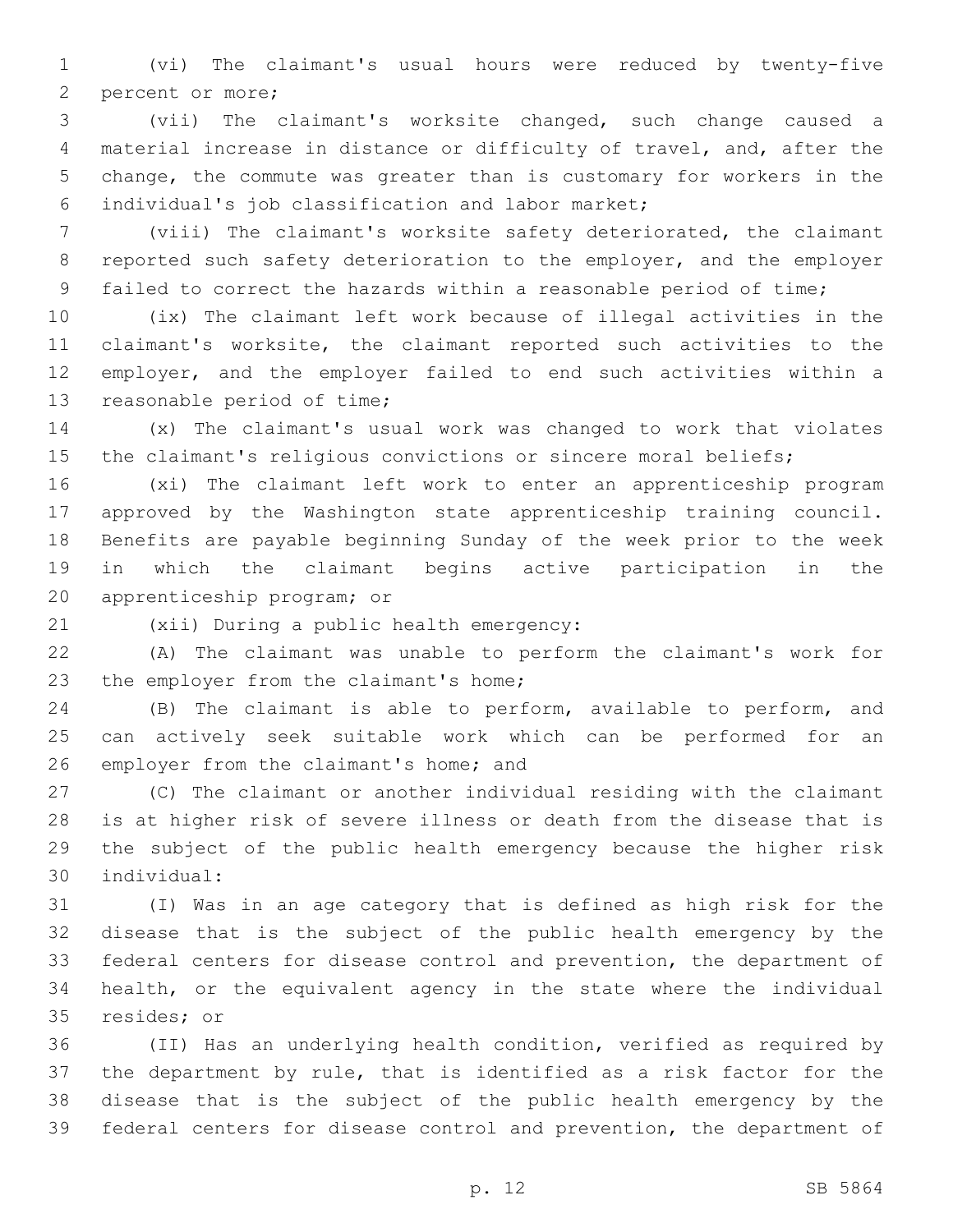(vi) The claimant's usual hours were reduced by twenty-five percent or more;

(vii) The claimant's worksite changed, such change caused a material increase in distance or difficulty of travel, and, after the change, the commute was greater than is customary for workers in the individual's job classification and labor market;

(viii) The claimant's worksite safety deteriorated, the claimant reported such safety deterioration to the employer, and the employer failed to correct the hazards within a reasonable period of time;

(ix) The claimant left work because of illegal activities in the claimant's worksite, the claimant reported such activities to the employer, and the employer failed to end such activities within a reasonable period of time;

(x) The claimant's usual work was changed to work that violates the claimant's religious convictions or sincere moral beliefs;

(xi) The claimant left work to enter an apprenticeship program approved by the Washington state apprenticeship training council. Benefits are payable beginning Sunday of the week prior to the week in which the claimant begins active participation in the apprenticeship program; or

(xii) During a public health emergency:

(A) The claimant was unable to perform the claimant's work for the employer from the claimant's home;

(B) The claimant is able to perform, available to perform, and can actively seek suitable work which can be performed for an employer from the claimant's home; and

(C) The claimant or another individual residing with the claimant is at higher risk of severe illness or death from the disease that is the subject of the public health emergency because the higher risk individual:

(I) Was in an age category that is defined as high risk for the disease that is the subject of the public health emergency by the federal centers for disease control and prevention, the department of health, or the equivalent agency in the state where the individual resides; or

(II) Has an underlying health condition, verified as required by the department by rule, that is identified as a risk factor for the disease that is the subject of the public health emergency by the federal centers for disease control and prevention, the department of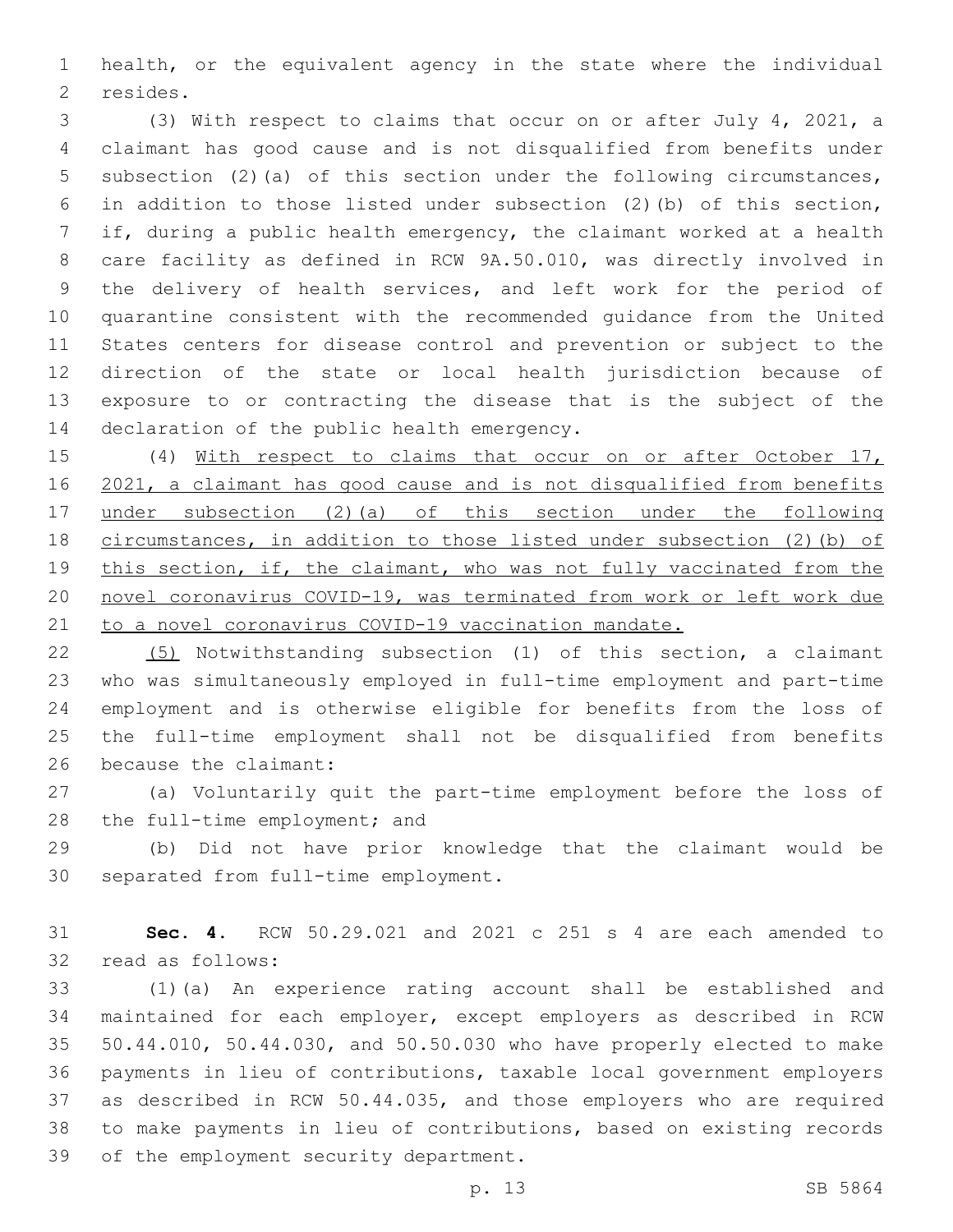health, or the equivalent agency in the state where the individual resides.

(3) With respect to claims that occur on or after July 4, 2021, a claimant has good cause and is not disqualified from benefits under subsection (2)(a) of this section under the following circumstances, in addition to those listed under subsection (2)(b) of this section, if, during a public health emergency, the claimant worked at a health care facility as defined in RCW 9A.50.010, was directly involved in the delivery of health services, and left work for the period of quarantine consistent with the recommended guidance from the United States centers for disease control and prevention or subject to the direction of the state or local health jurisdiction because of exposure to or contracting the disease that is the subject of the declaration of the public health emergency.

(4) <u>With respect to claims that occur on or after October 17, 2021, a claimant has good cause and is not disqualified from benefits under subsection (2)(a) of this section under the following circumstances, in addition to those listed under subsection (2)(b) of this section, if, the claimant, who was not fully vaccinated from the novel coronavirus COVID-19, was terminated from work or left work due to a novel coronavirus COVID-19 vaccination mandate.</u>

<u>(5)</u> Notwithstanding subsection (1) of this section, a claimant who was simultaneously employed in full-time employment and part-time employment and is otherwise eligible for benefits from the loss of the full-time employment shall not be disqualified from benefits because the claimant:

(a) Voluntarily quit the part-time employment before the loss of the full-time employment; and

(b) Did not have prior knowledge that the claimant would be separated from full-time employment.

**Sec. 4.** RCW 50.29.021 and 2021 c 251 s 4 are each amended to read as follows:

(1)(a) An experience rating account shall be established and maintained for each employer, except employers as described in RCW 50.44.010, 50.44.030, and 50.50.030 who have properly elected to make payments in lieu of contributions, taxable local government employers as described in RCW 50.44.035, and those employers who are required to make payments in lieu of contributions, based on existing records of the employment security department.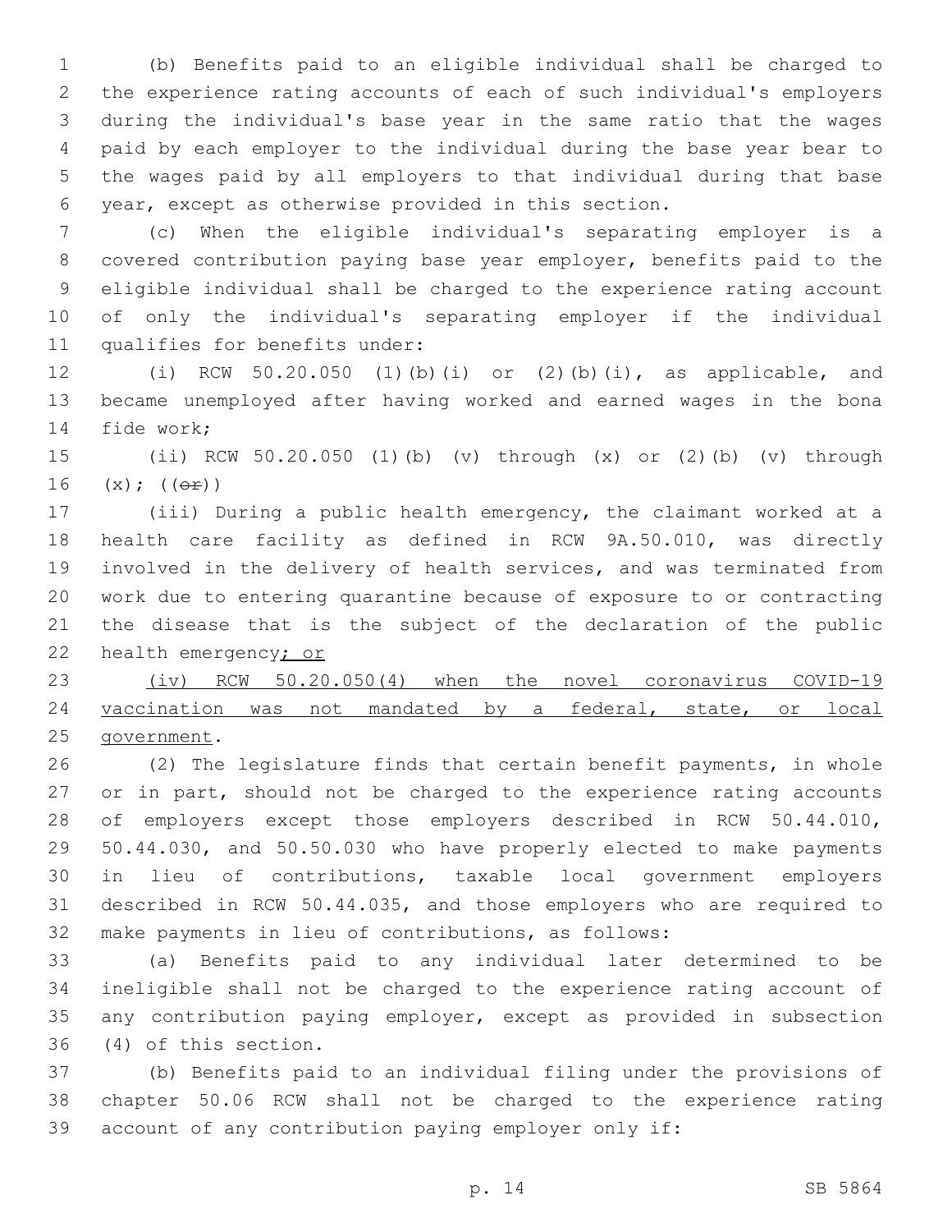(b) Benefits paid to an eligible individual shall be charged to the experience rating accounts of each of such individual's employers during the individual's base year in the same ratio that the wages paid by each employer to the individual during the base year bear to the wages paid by all employers to that individual during that base year, except as otherwise provided in this section.

(c) When the eligible individual's separating employer is a covered contribution paying base year employer, benefits paid to the eligible individual shall be charged to the experience rating account of only the individual's separating employer if the individual qualifies for benefits under:

(i) RCW 50.20.050 (1)(b)(i) or (2)(b)(i), as applicable, and became unemployed after having worked and earned wages in the bona fide work;

(ii) RCW 50.20.050 (1)(b) (v) through (x) or (2)(b) (v) through (x); ((~~or~~))

(iii) During a public health emergency, the claimant worked at a health care facility as defined in RCW 9A.50.010, was directly involved in the delivery of health services, and was terminated from work due to entering quarantine because of exposure to or contracting the disease that is the subject of the declaration of the public health emergency<u>; or</u>

<u>(iv) RCW 50.20.050(4) when the novel coronavirus COVID-19 vaccination was not mandated by a federal, state, or local government</u>.

(2) The legislature finds that certain benefit payments, in whole or in part, should not be charged to the experience rating accounts of employers except those employers described in RCW 50.44.010, 50.44.030, and 50.50.030 who have properly elected to make payments in lieu of contributions, taxable local government employers described in RCW 50.44.035, and those employers who are required to make payments in lieu of contributions, as follows:

(a) Benefits paid to any individual later determined to be ineligible shall not be charged to the experience rating account of any contribution paying employer, except as provided in subsection (4) of this section.

(b) Benefits paid to an individual filing under the provisions of chapter 50.06 RCW shall not be charged to the experience rating account of any contribution paying employer only if: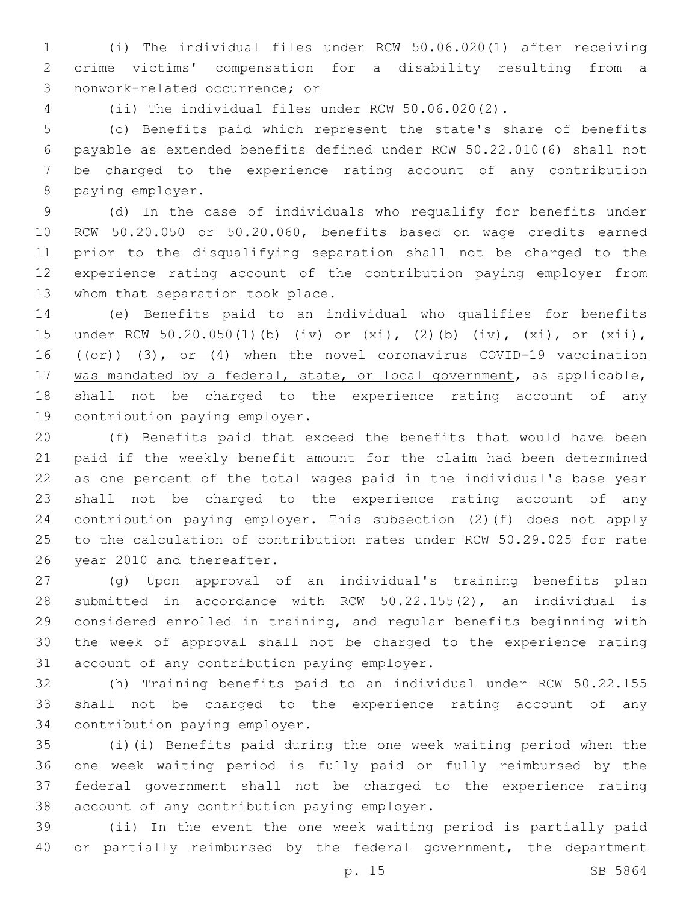(i) The individual files under RCW 50.06.020(1) after receiving crime victims' compensation for a disability resulting from a nonwork-related occurrence; or

(ii) The individual files under RCW 50.06.020(2).

(c) Benefits paid which represent the state's share of benefits payable as extended benefits defined under RCW 50.22.010(6) shall not be charged to the experience rating account of any contribution paying employer.

(d) In the case of individuals who requalify for benefits under RCW 50.20.050 or 50.20.060, benefits based on wage credits earned prior to the disqualifying separation shall not be charged to the experience rating account of the contribution paying employer from whom that separation took place.

(e) Benefits paid to an individual who qualifies for benefits under RCW 50.20.050(1)(b) (iv) or (xi), (2)(b) (iv), (xi), or (xii), ((~~or~~)) (3)<u>, or (4) when the novel coronavirus COVID-19 vaccination was mandated by a federal, state, or local government</u>, as applicable, shall not be charged to the experience rating account of any contribution paying employer.

(f) Benefits paid that exceed the benefits that would have been paid if the weekly benefit amount for the claim had been determined as one percent of the total wages paid in the individual's base year shall not be charged to the experience rating account of any contribution paying employer. This subsection (2)(f) does not apply to the calculation of contribution rates under RCW 50.29.025 for rate year 2010 and thereafter.

(g) Upon approval of an individual's training benefits plan submitted in accordance with RCW 50.22.155(2), an individual is considered enrolled in training, and regular benefits beginning with the week of approval shall not be charged to the experience rating account of any contribution paying employer.

(h) Training benefits paid to an individual under RCW 50.22.155 shall not be charged to the experience rating account of any contribution paying employer.

(i)(i) Benefits paid during the one week waiting period when the one week waiting period is fully paid or fully reimbursed by the federal government shall not be charged to the experience rating account of any contribution paying employer.

(ii) In the event the one week waiting period is partially paid or partially reimbursed by the federal government, the department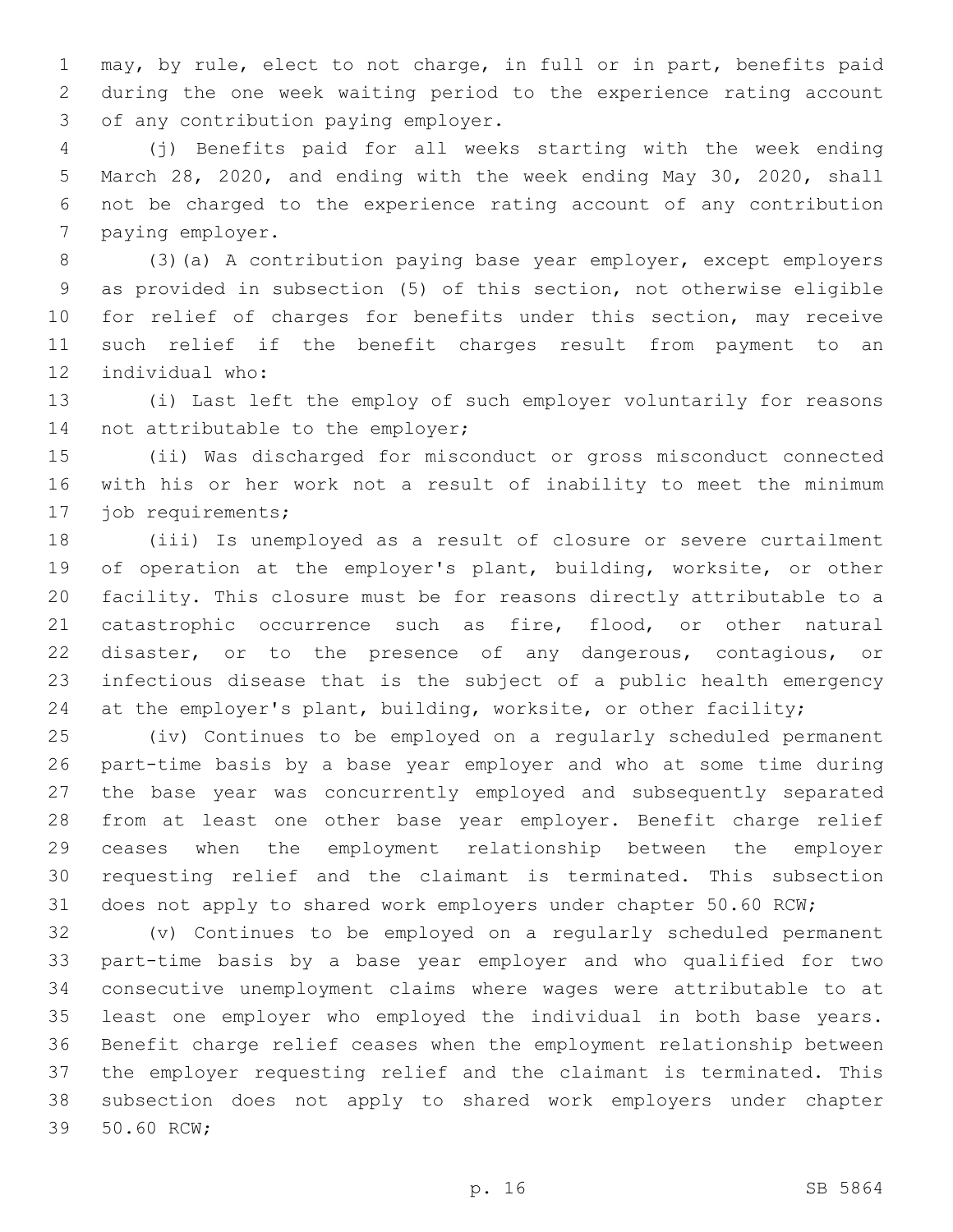may, by rule, elect to not charge, in full or in part, benefits paid during the one week waiting period to the experience rating account of any contribution paying employer.

(j) Benefits paid for all weeks starting with the week ending March 28, 2020, and ending with the week ending May 30, 2020, shall not be charged to the experience rating account of any contribution paying employer.

(3)(a) A contribution paying base year employer, except employers as provided in subsection (5) of this section, not otherwise eligible for relief of charges for benefits under this section, may receive such relief if the benefit charges result from payment to an individual who:

(i) Last left the employ of such employer voluntarily for reasons not attributable to the employer;

(ii) Was discharged for misconduct or gross misconduct connected with his or her work not a result of inability to meet the minimum job requirements;

(iii) Is unemployed as a result of closure or severe curtailment of operation at the employer's plant, building, worksite, or other facility. This closure must be for reasons directly attributable to a catastrophic occurrence such as fire, flood, or other natural disaster, or to the presence of any dangerous, contagious, or infectious disease that is the subject of a public health emergency at the employer's plant, building, worksite, or other facility;

(iv) Continues to be employed on a regularly scheduled permanent part-time basis by a base year employer and who at some time during the base year was concurrently employed and subsequently separated from at least one other base year employer. Benefit charge relief ceases when the employment relationship between the employer requesting relief and the claimant is terminated. This subsection does not apply to shared work employers under chapter 50.60 RCW;

(v) Continues to be employed on a regularly scheduled permanent part-time basis by a base year employer and who qualified for two consecutive unemployment claims where wages were attributable to at least one employer who employed the individual in both base years. Benefit charge relief ceases when the employment relationship between the employer requesting relief and the claimant is terminated. This subsection does not apply to shared work employers under chapter 50.60 RCW;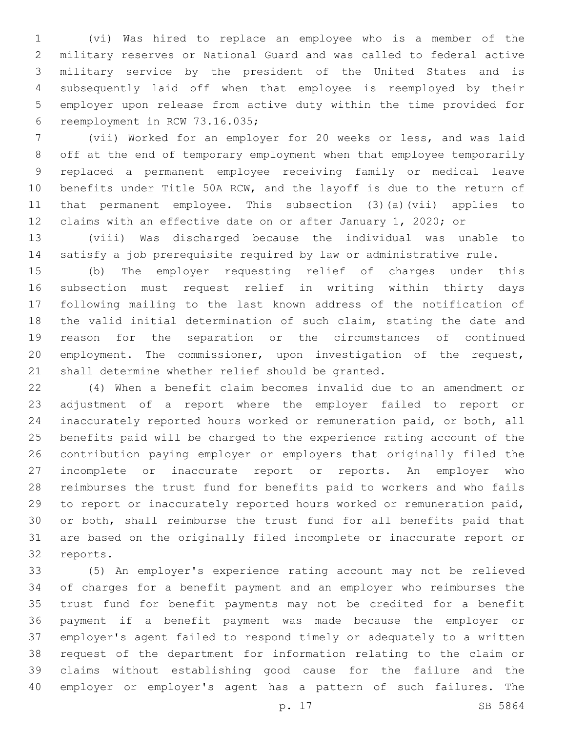(vi) Was hired to replace an employee who is a member of the military reserves or National Guard and was called to federal active military service by the president of the United States and is subsequently laid off when that employee is reemployed by their employer upon release from active duty within the time provided for reemployment in RCW 73.16.035;

(vii) Worked for an employer for 20 weeks or less, and was laid off at the end of temporary employment when that employee temporarily replaced a permanent employee receiving family or medical leave benefits under Title 50A RCW, and the layoff is due to the return of that permanent employee. This subsection (3)(a)(vii) applies to claims with an effective date on or after January 1, 2020; or

(viii) Was discharged because the individual was unable to satisfy a job prerequisite required by law or administrative rule.

(b) The employer requesting relief of charges under this subsection must request relief in writing within thirty days following mailing to the last known address of the notification of the valid initial determination of such claim, stating the date and reason for the separation or the circumstances of continued employment. The commissioner, upon investigation of the request, shall determine whether relief should be granted.

(4) When a benefit claim becomes invalid due to an amendment or adjustment of a report where the employer failed to report or inaccurately reported hours worked or remuneration paid, or both, all benefits paid will be charged to the experience rating account of the contribution paying employer or employers that originally filed the incomplete or inaccurate report or reports. An employer who reimburses the trust fund for benefits paid to workers and who fails to report or inaccurately reported hours worked or remuneration paid, or both, shall reimburse the trust fund for all benefits paid that are based on the originally filed incomplete or inaccurate report or reports.

(5) An employer's experience rating account may not be relieved of charges for a benefit payment and an employer who reimburses the trust fund for benefit payments may not be credited for a benefit payment if a benefit payment was made because the employer or employer's agent failed to respond timely or adequately to a written request of the department for information relating to the claim or claims without establishing good cause for the failure and the employer or employer's agent has a pattern of such failures. The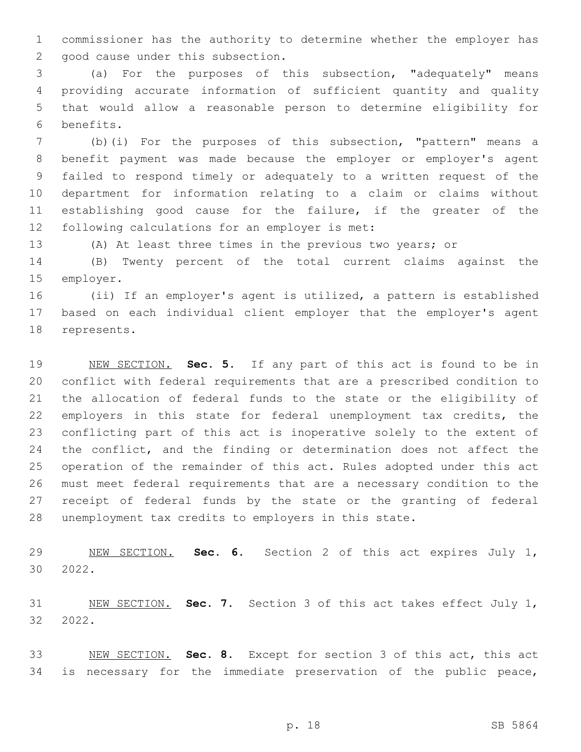commissioner has the authority to determine whether the employer has good cause under this subsection.

(a) For the purposes of this subsection, "adequately" means providing accurate information of sufficient quantity and quality that would allow a reasonable person to determine eligibility for benefits.

(b)(i) For the purposes of this subsection, "pattern" means a benefit payment was made because the employer or employer's agent failed to respond timely or adequately to a written request of the department for information relating to a claim or claims without establishing good cause for the failure, if the greater of the following calculations for an employer is met:

(A) At least three times in the previous two years; or

(B) Twenty percent of the total current claims against the employer.

(ii) If an employer's agent is utilized, a pattern is established based on each individual client employer that the employer's agent represents.

NEW SECTION. **Sec. 5.** If any part of this act is found to be in conflict with federal requirements that are a prescribed condition to the allocation of federal funds to the state or the eligibility of employers in this state for federal unemployment tax credits, the conflicting part of this act is inoperative solely to the extent of the conflict, and the finding or determination does not affect the operation of the remainder of this act. Rules adopted under this act must meet federal requirements that are a necessary condition to the receipt of federal funds by the state or the granting of federal unemployment tax credits to employers in this state.

NEW SECTION. **Sec. 6.** Section 2 of this act expires July 1, 2022.

NEW SECTION. **Sec. 7.** Section 3 of this act takes effect July 1, 2022.

NEW SECTION. **Sec. 8.** Except for section 3 of this act, this act is necessary for the immediate preservation of the public peace,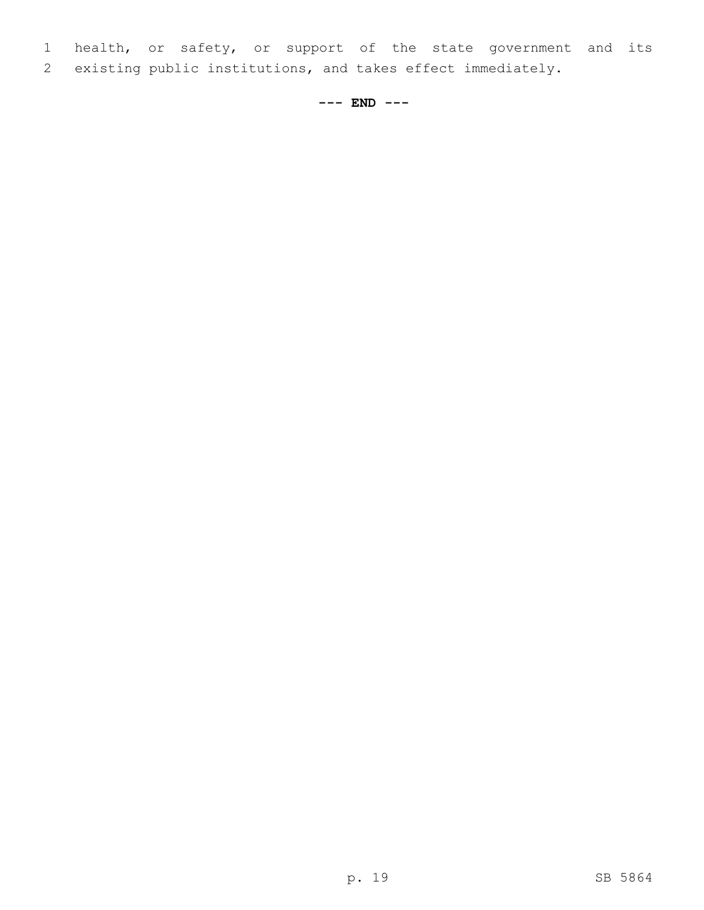health, or safety, or support of the state government and its existing public institutions, and takes effect immediately.

**--- END ---**